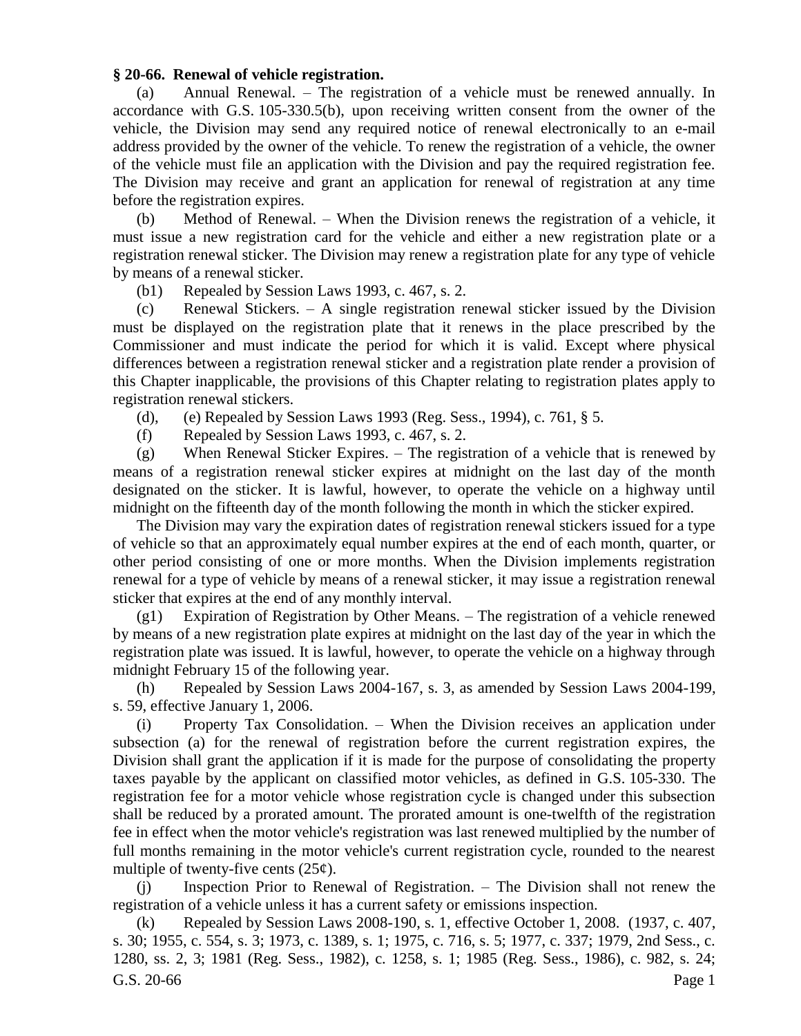**§ 20-66. Renewal of vehicle registration.**

(a) Annual Renewal. – The registration of a vehicle must be renewed annually. In accordance with G.S. 105-330.5(b), upon receiving written consent from the owner of the vehicle, the Division may send any required notice of renewal electronically to an e-mail address provided by the owner of the vehicle. To renew the registration of a vehicle, the owner of the vehicle must file an application with the Division and pay the required registration fee. The Division may receive and grant an application for renewal of registration at any time before the registration expires.

(b) Method of Renewal. – When the Division renews the registration of a vehicle, it must issue a new registration card for the vehicle and either a new registration plate or a registration renewal sticker. The Division may renew a registration plate for any type of vehicle by means of a renewal sticker.

(b1) Repealed by Session Laws 1993, c. 467, s. 2.

(c) Renewal Stickers. – A single registration renewal sticker issued by the Division must be displayed on the registration plate that it renews in the place prescribed by the Commissioner and must indicate the period for which it is valid. Except where physical differences between a registration renewal sticker and a registration plate render a provision of this Chapter inapplicable, the provisions of this Chapter relating to registration plates apply to registration renewal stickers.

(d), (e) Repealed by Session Laws 1993 (Reg. Sess., 1994), c. 761, § 5.

(f) Repealed by Session Laws 1993, c. 467, s. 2.

(g) When Renewal Sticker Expires. – The registration of a vehicle that is renewed by means of a registration renewal sticker expires at midnight on the last day of the month designated on the sticker. It is lawful, however, to operate the vehicle on a highway until midnight on the fifteenth day of the month following the month in which the sticker expired.

The Division may vary the expiration dates of registration renewal stickers issued for a type of vehicle so that an approximately equal number expires at the end of each month, quarter, or other period consisting of one or more months. When the Division implements registration renewal for a type of vehicle by means of a renewal sticker, it may issue a registration renewal sticker that expires at the end of any monthly interval.

(g1) Expiration of Registration by Other Means. – The registration of a vehicle renewed by means of a new registration plate expires at midnight on the last day of the year in which the registration plate was issued. It is lawful, however, to operate the vehicle on a highway through midnight February 15 of the following year.

(h) Repealed by Session Laws 2004-167, s. 3, as amended by Session Laws 2004-199, s. 59, effective January 1, 2006.

(i) Property Tax Consolidation. – When the Division receives an application under subsection (a) for the renewal of registration before the current registration expires, the Division shall grant the application if it is made for the purpose of consolidating the property taxes payable by the applicant on classified motor vehicles, as defined in G.S. 105-330. The registration fee for a motor vehicle whose registration cycle is changed under this subsection shall be reduced by a prorated amount. The prorated amount is one-twelfth of the registration fee in effect when the motor vehicle's registration was last renewed multiplied by the number of full months remaining in the motor vehicle's current registration cycle, rounded to the nearest multiple of twenty-five cents (25¢).

(j) Inspection Prior to Renewal of Registration. – The Division shall not renew the registration of a vehicle unless it has a current safety or emissions inspection.

(k) Repealed by Session Laws 2008-190, s. 1, effective October 1, 2008. (1937, c. 407, s. 30; 1955, c. 554, s. 3; 1973, c. 1389, s. 1; 1975, c. 716, s. 5; 1977, c. 337; 1979, 2nd Sess., c. 1280, ss. 2, 3; 1981 (Reg. Sess., 1982), c. 1258, s. 1; 1985 (Reg. Sess., 1986), c. 982, s. 24;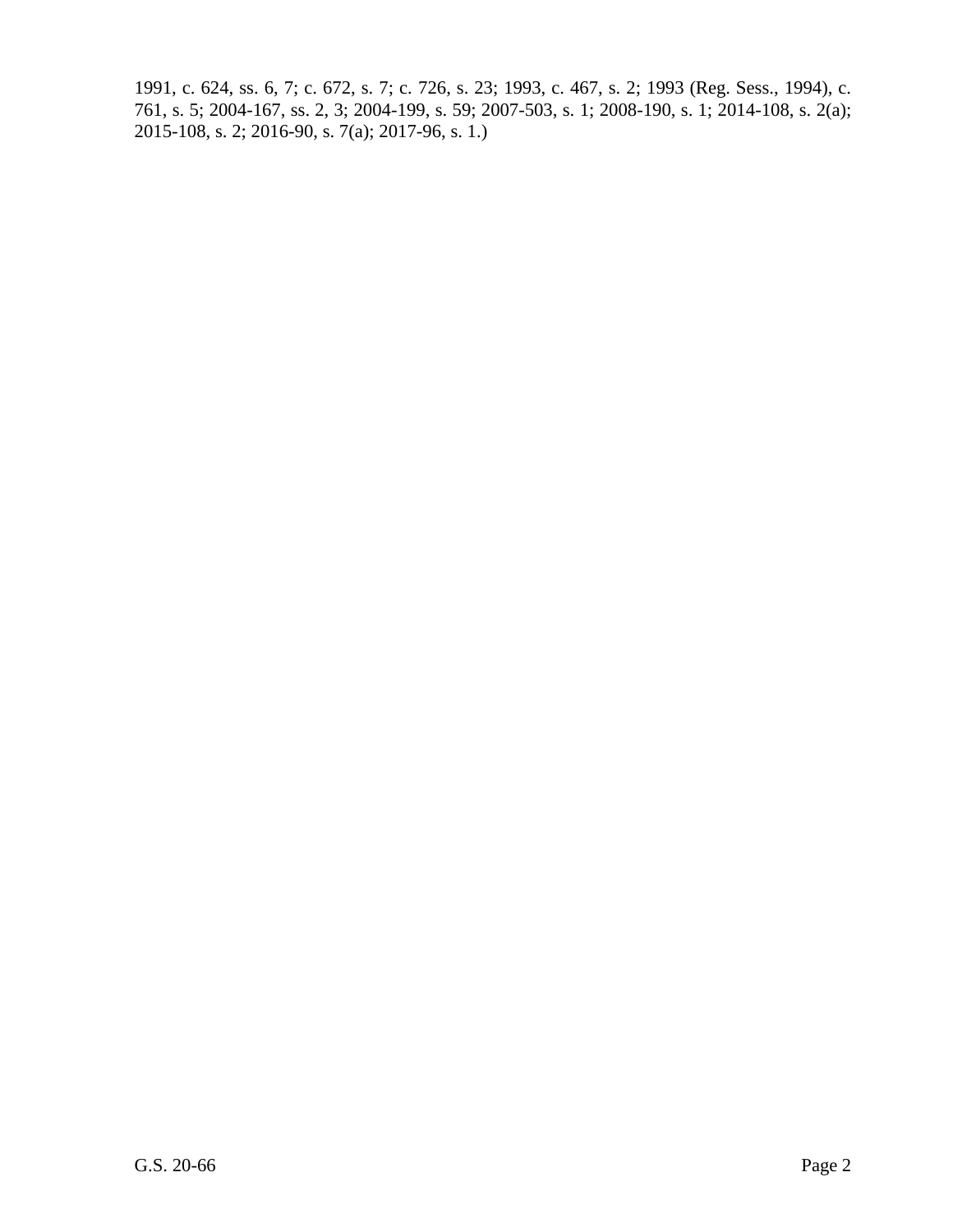1991, c. 624, ss. 6, 7; c. 672, s. 7; c. 726, s. 23; 1993, c. 467, s. 2; 1993 (Reg. Sess., 1994), c. 761, s. 5; 2004-167, ss. 2, 3; 2004-199, s. 59; 2007-503, s. 1; 2008-190, s. 1; 2014-108, s. 2(a); 2015-108, s. 2; 2016-90, s. 7(a); 2017-96, s. 1.)